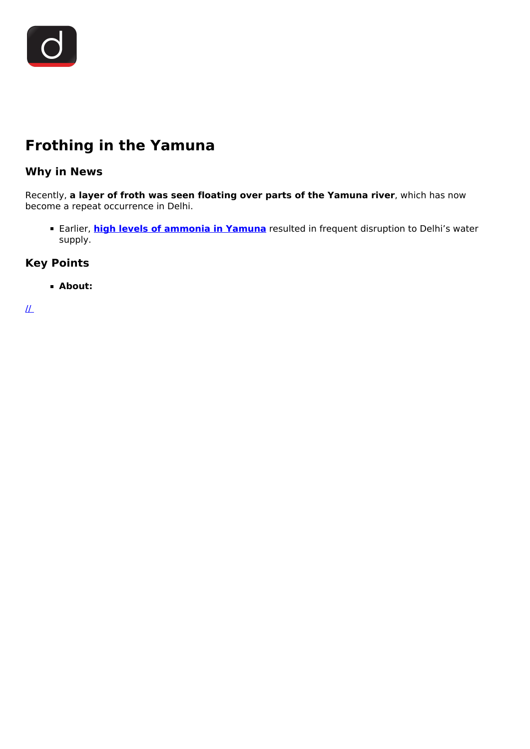# Frothing in the Yamuna

## Why in News

Recently, **a layer of froth was seen floating over parts of the Yamuna river**, which has now become a repeat occurrence in Delhi.

- Earlier, **high levels of ammonia in Yamuna** resulted in frequent disruption to Delhi's water supply.

## Key Points

- **About:**

//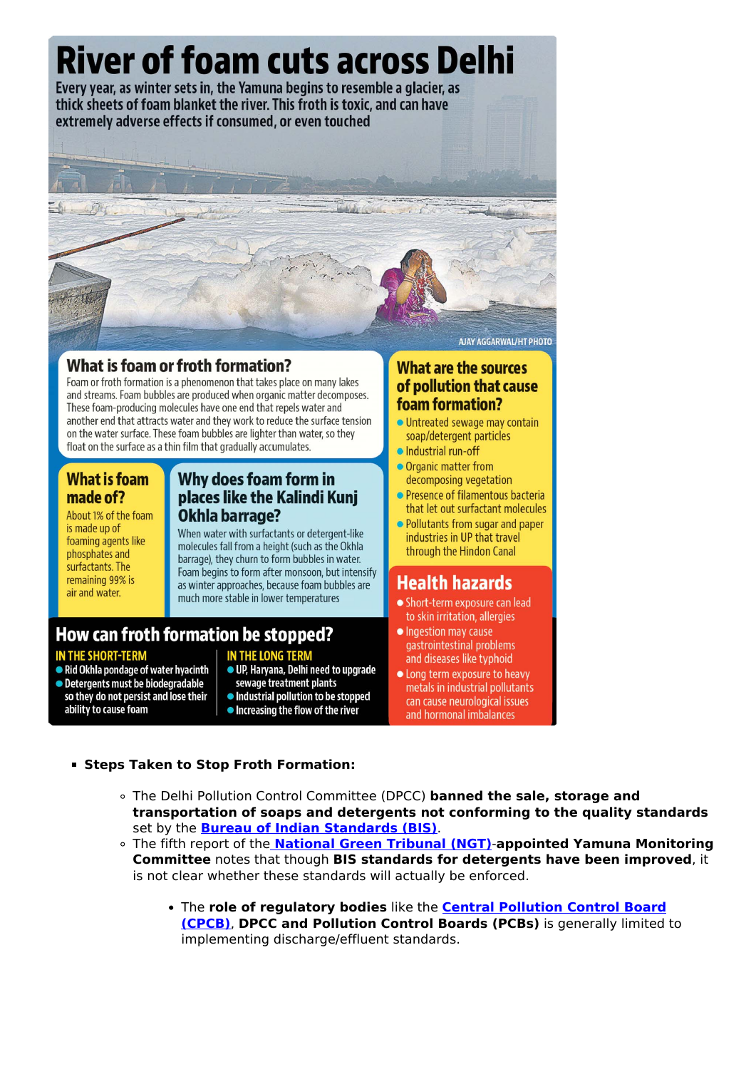# River of foam cuts across Delhi

Every year, as winter sets in, the Yamuna begins to resemble a glacier, as thick sheets of foam blanket the river. This froth is toxic, and can have extremely adverse effects if consumed, or even touched

AJAY AGGARWAL/HT PHOTO

## What is foam or froth formation?

Foam or froth formation is a phenomenon that takes place on many lakes and streams. Foam bubbles are produced when organic matter decomposes. These foam-producing molecules have one end that repels water and another end that attracts water and they work to reduce the surface tension on the water surface. These foam bubbles are lighter than water, so they float on the surface as a thin film that gradually accumulates.

## What is foam made of?

About 1% of the foam is made up of foaming agents like phosphates and surfactants. The remaining 99% is air and water.

## Why does foam form in places like the Kalindi Kunj Okhla barrage?

When water with surfactants or detergent-like molecules fall from a height (such as the Okhla barrage), they churn to form bubbles in water. Foam begins to form after monsoon, but intensify as winter approaches, because foam bubbles are much more stable in lower temperatures

## What are the sources of pollution that cause foam formation?

- Untreated sewage may contain soap/detergent particles
- Industrial run-off
- Organic matter from decomposing vegetation
- Presence of filamentous bacteria that let out surfactant molecules
- Pollutants from sugar and paper industries in UP that travel through the Hindon Canal

## Health hazards

- Short-term exposure can lead to skin irritation, allergies
- Ingestion may cause gastrointestinal problems and diseases like typhoid
- Long term exposure to heavy metals in industrial pollutants can cause neurological issues and hormonal imbalances

## How can froth formation be stopped?

**IN THE SHORT-TERM**

- Rid Okhla pondage of water hyacinth
- Detergents must be biodegradable so they do not persist and lose their ability to cause foam

**IN THE LONG TERM**

- UP, Haryana, Delhi need to upgrade sewage treatment plants
- Industrial pollution to be stopped
- Increasing the flow of the river

- **Steps Taken to Stop Froth Formation:**
  - The Delhi Pollution Control Committee (DPCC) **banned the sale, storage and transportation of soaps and detergents not conforming to the quality standards** set by the **Bureau of Indian Standards (BIS)**.
  - The fifth report of the **National Green Tribunal (NGT)**-**appointed Yamuna Monitoring Committee** notes that though **BIS standards for detergents have been improved**, it is not clear whether these standards will actually be enforced.
    - The **role of regulatory bodies** like the **Central Pollution Control Board (CPCB)**, **DPCC and Pollution Control Boards (PCBs)** is generally limited to implementing discharge/effluent standards.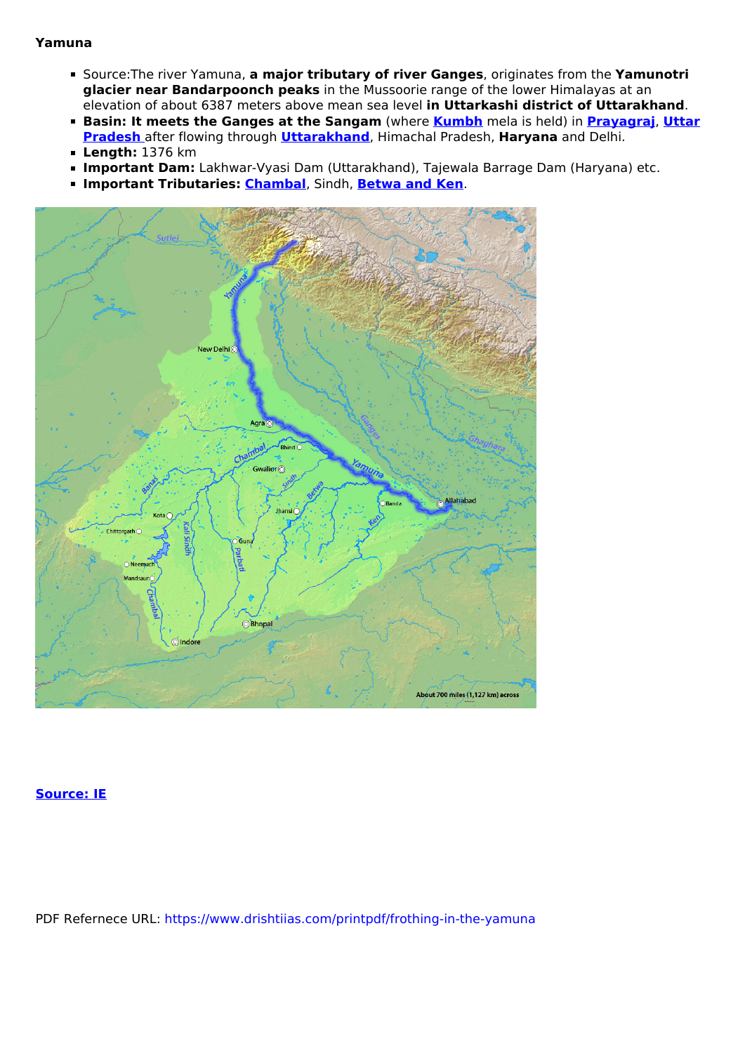**Yamuna**

- Source:The river Yamuna, **a major tributary of river Ganges**, originates from the **Yamunotri glacier near Bandarpoonch peaks** in the Mussoorie range of the lower Himalayas at an elevation of about 6387 meters above mean sea level **in Uttarkashi district of Uttarakhand**.
- **Basin: It meets the Ganges at the Sangam** (where **Kumbh** mela is held) in **Prayagraj**, **Uttar Pradesh** after flowing through **Uttarakhand**, Himachal Pradesh, **Haryana** and Delhi.
- **Length:** 1376 km
- **Important Dam:** Lakhwar-Vyasi Dam (Uttarakhand), Tajewala Barrage Dam (Haryana) etc.
- **Important Tributaries:** **Chambal**, Sindh, **Betwa and Ken**.

Sutlej
Yamuna
New Delhi
Agra
Chambal
Bhind
Gwalior
Ganges
Ghaghara
Yamuna
Sindh
Betwa
Banas
Kota
Jhansi
Banda
Allahabad
Ken
Chittorgarh
Kali Sindh
Guna
Parbati
Neemuch
Mandsaur
Chambal
Bhopal
Indore
About 700 miles (1,127 km) across

**Source: IE**

PDF Refernece URL: https://www.drishtiias.com/printpdf/frothing-in-the-yamuna